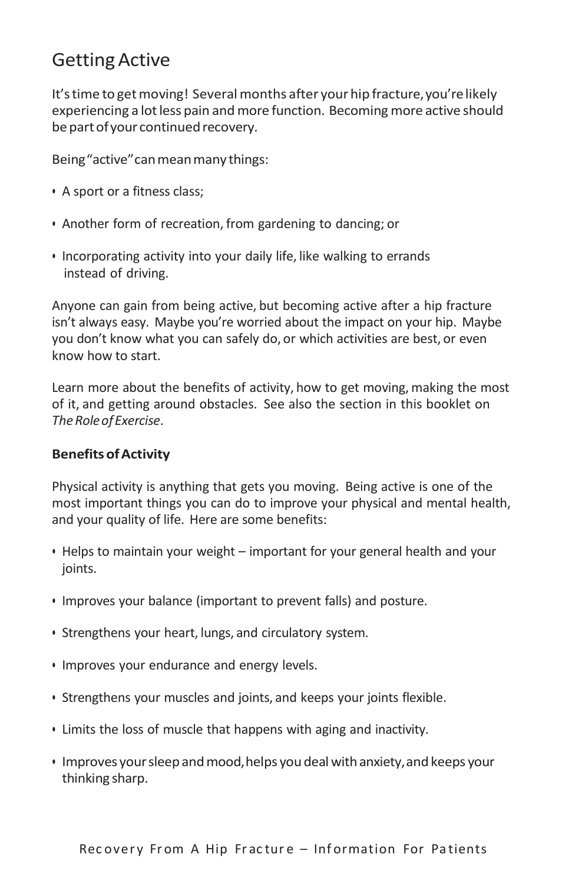## Getting Active

It's time to get moving! Several months after your hip fracture, you're likely experiencing a lot less pain and more function. Becoming more active should be part of your continued recovery.

Being "active" can mean many things:

- A sport or a fitness class;
- Another form of recreation, from gardening to dancing; or
- Incorporating activity into your daily life, like walking to errands instead of driving.

Anyone can gain from being active, but becoming active after a hip fracture isn't always easy. Maybe you're worried about the impact on your hip. Maybe you don't know what you can safely do, or which activities are best, or even know how to start.

Learn more about the benefits of activity, how to get moving, making the most of it, and getting around obstacles. See also the section in this booklet on *The Role of Exercise*.

**Benefits of Activity**

Physical activity is anything that gets you moving. Being active is one of the most important things you can do to improve your physical and mental health, and your quality of life. Here are some benefits:

- Helps to maintain your weight – important for your general health and your joints.
- Improves your balance (important to prevent falls) and posture.
- Strengthens your heart, lungs, and circulatory system.
- Improves your endurance and energy levels.
- Strengthens your muscles and joints, and keeps your joints flexible.
- Limits the loss of muscle that happens with aging and inactivity.
- Improves your sleep and mood, helps you deal with anxiety, and keeps your thinking sharp.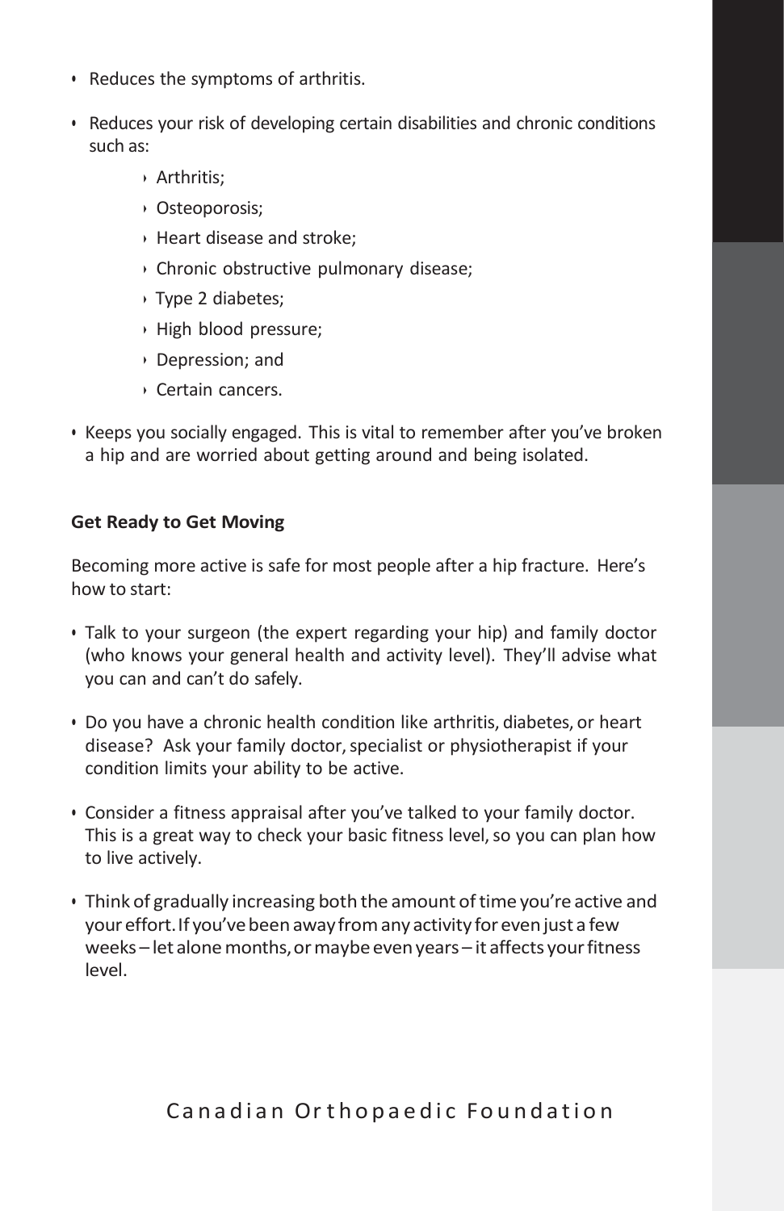- Reduces the symptoms of arthritis.
- Reduces your risk of developing certain disabilities and chronic conditions such as:
  - Arthritis;
  - Osteoporosis;
  - Heart disease and stroke;
  - Chronic obstructive pulmonary disease;
  - Type 2 diabetes;
  - High blood pressure;
  - Depression; and
  - Certain cancers.
- Keeps you socially engaged. This is vital to remember after you've broken a hip and are worried about getting around and being isolated.

**Get Ready to Get Moving**

Becoming more active is safe for most people after a hip fracture. Here's how to start:

- Talk to your surgeon (the expert regarding your hip) and family doctor (who knows your general health and activity level). They'll advise what you can and can't do safely.
- Do you have a chronic health condition like arthritis, diabetes, or heart disease? Ask your family doctor, specialist or physiotherapist if your condition limits your ability to be active.
- Consider a fitness appraisal after you've talked to your family doctor. This is a great way to check your basic fitness level, so you can plan how to live actively.
- Think of gradually increasing both the amount of time you're active and your effort. If you've been away from any activity for even just a few weeks – let alone months, or maybe even years – it affects your fitness level.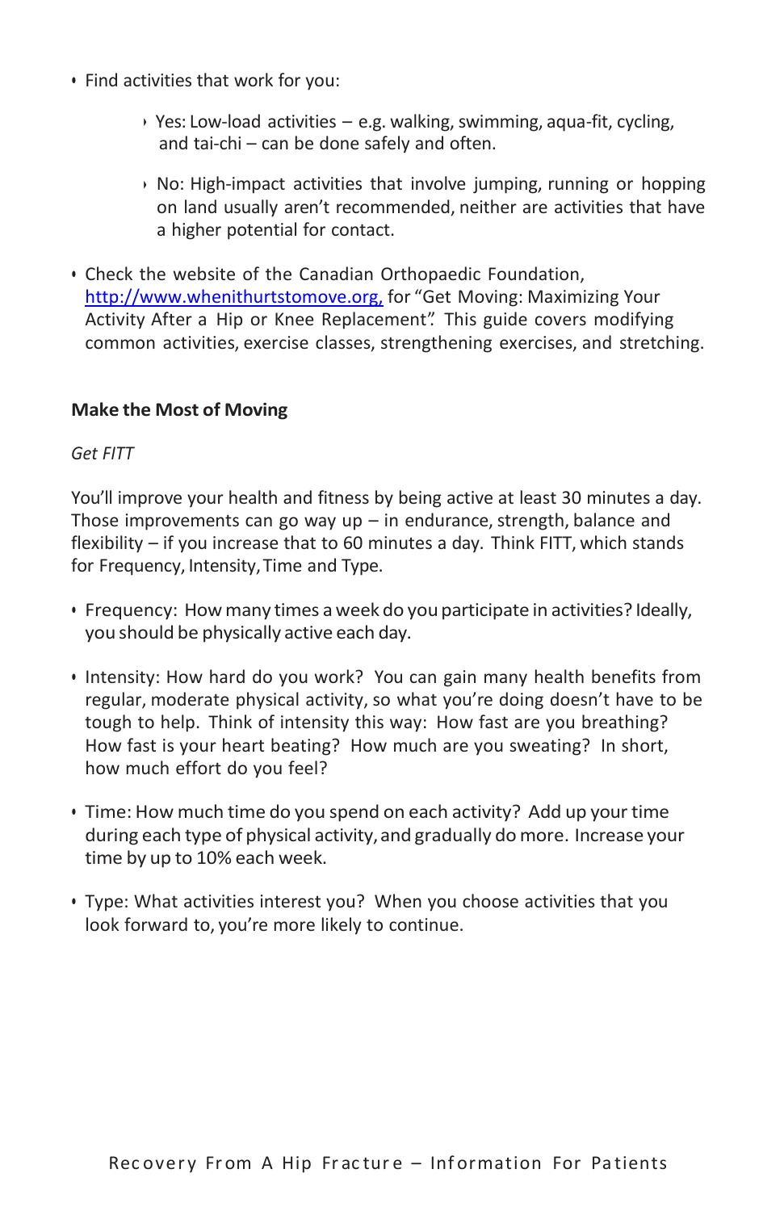- Find activities that work for you:
    - Yes: Low-load activities – e.g. walking, swimming, aqua-fit, cycling, and tai-chi – can be done safely and often.
    - No: High-impact activities that involve jumping, running or hopping on land usually aren't recommended, neither are activities that have a higher potential for contact.
- Check the website of the Canadian Orthopaedic Foundation, [http://www.whenithurtstomove.org,](http://www.whenithurtstomove.org) for "Get Moving: Maximizing Your Activity After a Hip or Knee Replacement". This guide covers modifying common activities, exercise classes, strengthening exercises, and stretching.

## Make the Most of Moving

*Get FITT*

You'll improve your health and fitness by being active at least 30 minutes a day. Those improvements can go way up – in endurance, strength, balance and flexibility – if you increase that to 60 minutes a day. Think FITT, which stands for Frequency, Intensity, Time and Type.

- Frequency: How many times a week do you participate in activities? Ideally, you should be physically active each day.
- Intensity: How hard do you work? You can gain many health benefits from regular, moderate physical activity, so what you're doing doesn't have to be tough to help. Think of intensity this way: How fast are you breathing? How fast is your heart beating? How much are you sweating? In short, how much effort do you feel?
- Time: How much time do you spend on each activity? Add up your time during each type of physical activity, and gradually do more. Increase your time by up to 10% each week.
- Type: What activities interest you? When you choose activities that you look forward to, you're more likely to continue.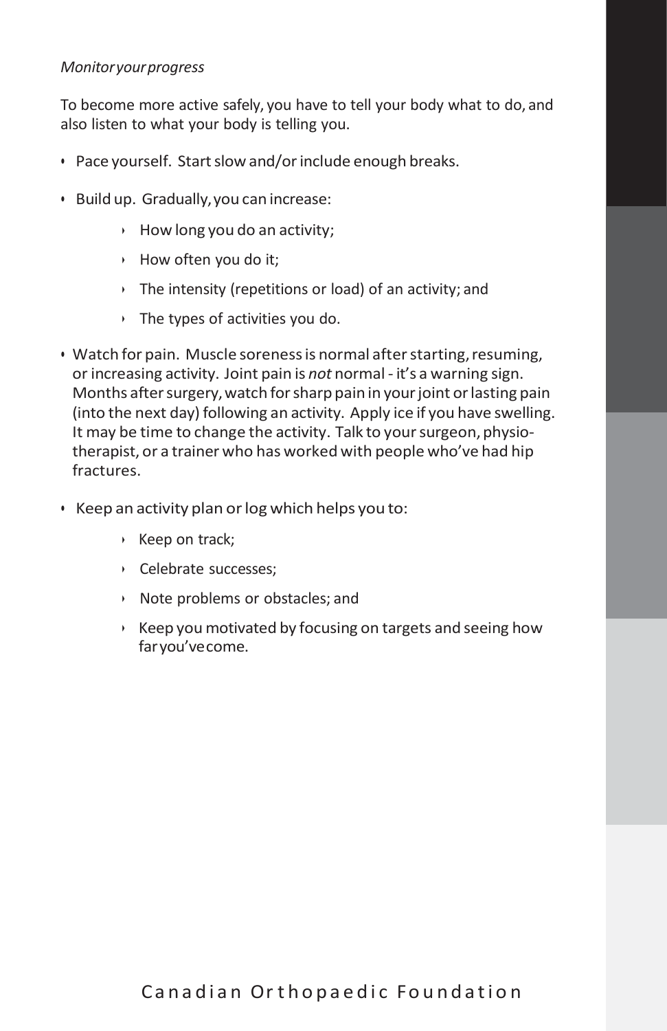*Monitor your progress*

To become more active safely, you have to tell your body what to do, and also listen to what your body is telling you.

- Pace yourself. Start slow and/or include enough breaks.
- Build up. Gradually, you can increase:
    - How long you do an activity;
    - How often you do it;
    - The intensity (repetitions or load) of an activity; and
    - The types of activities you do.
- Watch for pain. Muscle soreness is normal after starting, resuming, or increasing activity. Joint pain is *not* normal - it's a warning sign. Months after surgery, watch for sharp pain in your joint or lasting pain (into the next day) following an activity. Apply ice if you have swelling. It may be time to change the activity. Talk to your surgeon, physio-therapist, or a trainer who has worked with people who've had hip fractures.
- Keep an activity plan or log which helps you to:
    - Keep on track;
    - Celebrate successes;
    - Note problems or obstacles; and
    - Keep you motivated by focusing on targets and seeing how far you've come.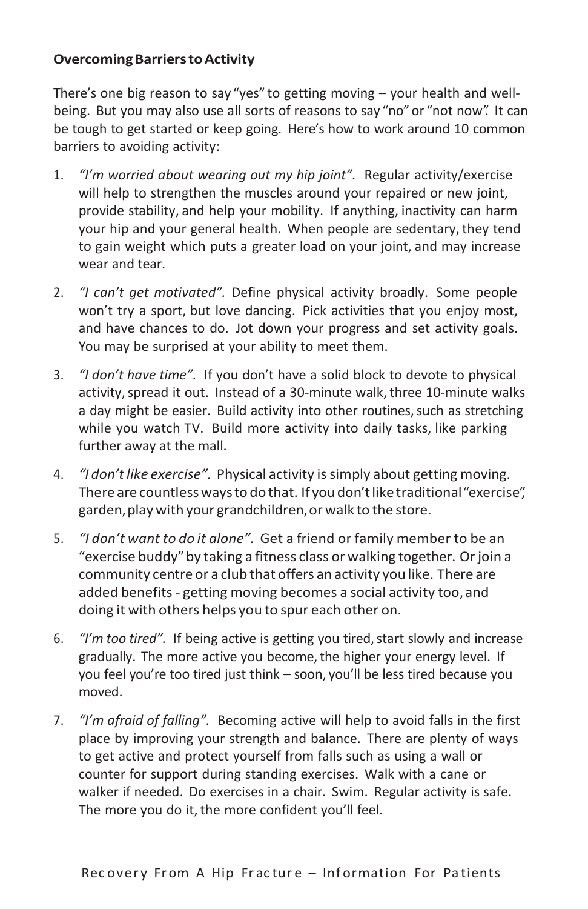**Overcoming Barriers to Activity**

There's one big reason to say "yes" to getting moving – your health and well-being. But you may also use all sorts of reasons to say "no" or "not now". It can be tough to get started or keep going. Here's how to work around 10 common barriers to avoiding activity:

1. *"I'm worried about wearing out my hip joint".* Regular activity/exercise will help to strengthen the muscles around your repaired or new joint, provide stability, and help your mobility. If anything, inactivity can harm your hip and your general health. When people are sedentary, they tend to gain weight which puts a greater load on your joint, and may increase wear and tear.

2. *"I can't get motivated".* Define physical activity broadly. Some people won't try a sport, but love dancing. Pick activities that you enjoy most, and have chances to do. Jot down your progress and set activity goals. You may be surprised at your ability to meet them.

3. *"I don't have time".* If you don't have a solid block to devote to physical activity, spread it out. Instead of a 30-minute walk, three 10-minute walks a day might be easier. Build activity into other routines, such as stretching while you watch TV. Build more activity into daily tasks, like parking further away at the mall.

4. *"I don't like exercise".* Physical activity is simply about getting moving. There are countless ways to do that. If you don't like traditional "exercise", garden, play with your grandchildren, or walk to the store.

5. *"I don't want to do it alone".* Get a friend or family member to be an "exercise buddy" by taking a fitness class or walking together. Or join a community centre or a club that offers an activity you like. There are added benefits - getting moving becomes a social activity too, and doing it with others helps you to spur each other on.

6. *"I'm too tired".* If being active is getting you tired, start slowly and increase gradually. The more active you become, the higher your energy level. If you feel you're too tired just think – soon, you'll be less tired because you moved.

7. *"I'm afraid of falling".* Becoming active will help to avoid falls in the first place by improving your strength and balance. There are plenty of ways to get active and protect yourself from falls such as using a wall or counter for support during standing exercises. Walk with a cane or walker if needed. Do exercises in a chair. Swim. Regular activity is safe. The more you do it, the more confident you'll feel.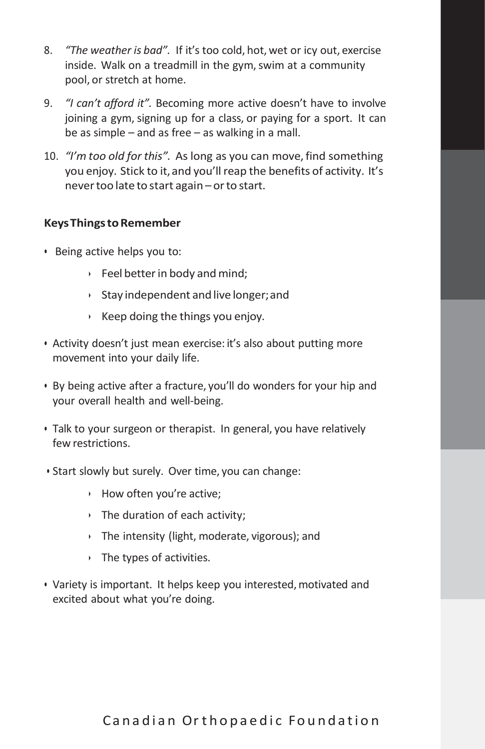8. *"The weather is bad".* If it's too cold, hot, wet or icy out, exercise inside. Walk on a treadmill in the gym, swim at a community pool, or stretch at home.
9. *"I can't afford it".* Becoming more active doesn't have to involve joining a gym, signing up for a class, or paying for a sport. It can be as simple – and as free – as walking in a mall.
10. *"I'm too old for this".* As long as you can move, find something you enjoy. Stick to it, and you'll reap the benefits of activity. It's never too late to start again – or to start.

**Keys Things to Remember**

- Being active helps you to:
  - Feel better in body and mind;
  - Stay independent and live longer; and
  - Keep doing the things you enjoy.
- Activity doesn't just mean exercise: it's also about putting more movement into your daily life.
- By being active after a fracture, you'll do wonders for your hip and your overall health and well-being.
- Talk to your surgeon or therapist. In general, you have relatively few restrictions.
- Start slowly but surely. Over time, you can change:
  - How often you're active;
  - The duration of each activity;
  - The intensity (light, moderate, vigorous); and
  - The types of activities.
- Variety is important. It helps keep you interested, motivated and excited about what you're doing.